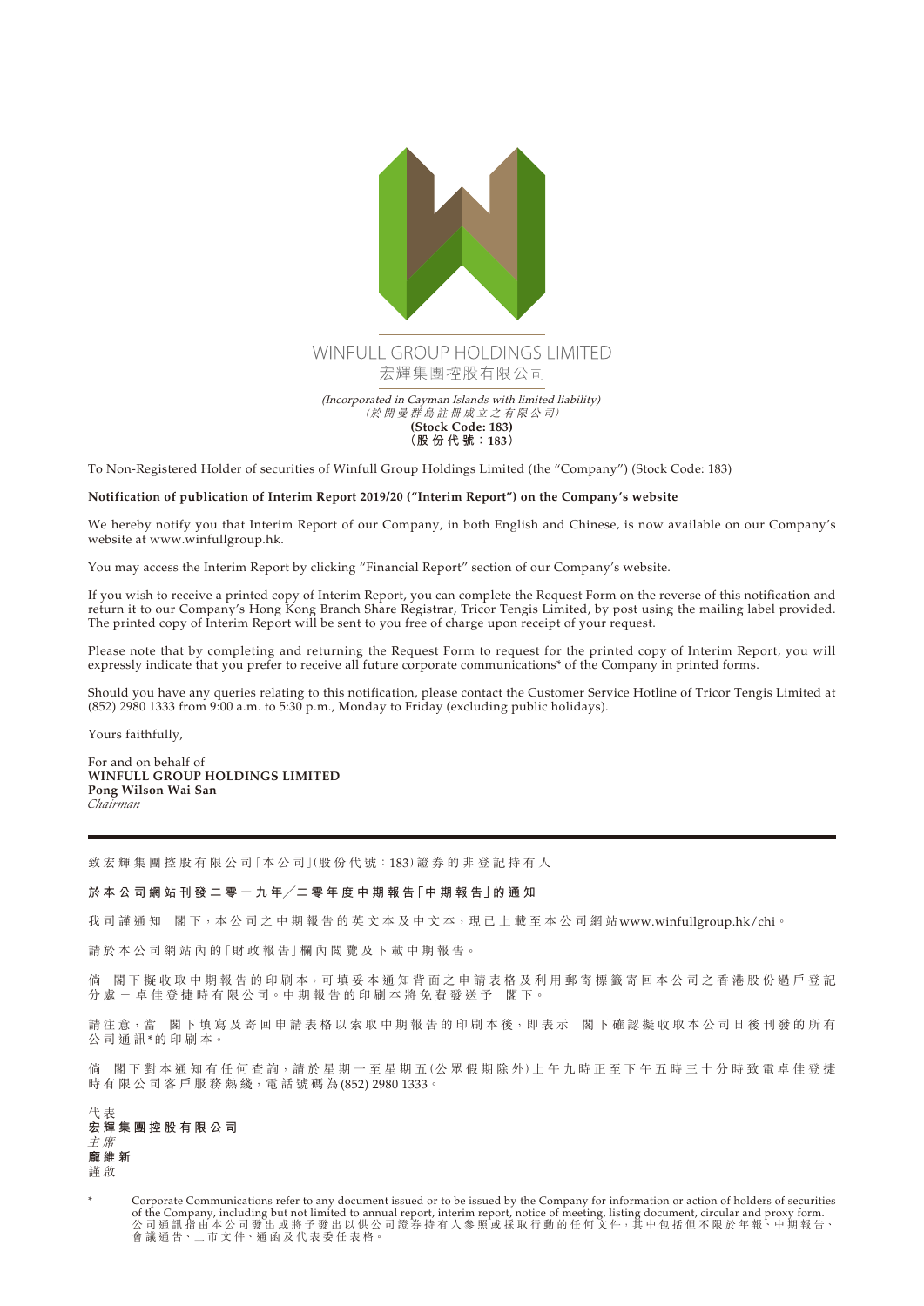WINFULL GROUP HOLDINGS LIMITED
宏輝集團控股有限公司

*(Incorporated in Cayman Islands with limited liability)*
*(於開曼群島註冊成立之有限公司)*
**(Stock Code: 183)**
**(股份代號：183)**

To Non-Registered Holder of securities of Winfull Group Holdings Limited (the "Company") (Stock Code: 183)

**Notification of publication of Interim Report 2019/20 ("Interim Report") on the Company's website**

We hereby notify you that Interim Report of our Company, in both English and Chinese, is now available on our Company's website at www.winfullgroup.hk.

You may access the Interim Report by clicking "Financial Report" section of our Company's website.

If you wish to receive a printed copy of Interim Report, you can complete the Request Form on the reverse of this notification and return it to our Company's Hong Kong Branch Share Registrar, Tricor Tengis Limited, by post using the mailing label provided. The printed copy of Interim Report will be sent to you free of charge upon receipt of your request.

Please note that by completing and returning the Request Form to request for the printed copy of Interim Report, you will expressly indicate that you prefer to receive all future corporate communications* of the Company in printed forms.

Should you have any queries relating to this notification, please contact the Customer Service Hotline of Tricor Tengis Limited at (852) 2980 1333 from 9:00 a.m. to 5:30 p.m., Monday to Friday (excluding public holidays).

Yours faithfully,

For and on behalf of
**WINFULL GROUP HOLDINGS LIMITED**
**Pong Wilson Wai San**
*Chairman*

---

致宏輝集團控股有限公司「本公司」(股份代號：183)證券的非登記持有人

**於本公司網站刊發二零一九年／二零年度中期報告「中期報告」的通知**

我司謹通知　閣下，本公司之中期報告的英文本及中文本，現已上載至本公司網站www.winfullgroup.hk/chi。

請於本公司網站內的「財政報告」欄內閱覽及下載中期報告。

倘　閣下擬收取中期報告的印刷本，可填妥本通知背面之申請表格及利用郵寄標籤寄回本公司之香港股份過戶登記分處－卓佳登捷時有限公司。中期報告的印刷本將免費發送予　閣下。

請注意，當　閣下填寫及寄回申請表格以索取中期報告的印刷本後，即表示　閣下確認擬收取本公司日後刊發的所有公司通訊*的印刷本。

倘　閣下對本通知有任何查詢，請於星期一至星期五(公眾假期除外)上午九時正至下午五時三十分時致電卓佳登捷時有限公司客戶服務熱綫，電話號碼為(852) 2980 1333。

代表
**宏輝集團控股有限公司**
*主席*
**龐維新**
謹啟

\* Corporate Communications refer to any document issued or to be issued by the Company for information or action of holders of securities of the Company, including but not limited to annual report, interim report, notice of meeting, listing document, circular and proxy form.
公司通訊指由本公司發出或將予發出以供公司證券持有人參照或採取行動的任何文件，其中包括但不限於年報、中期報告、會議通告、上市文件、通函及代表委任表格。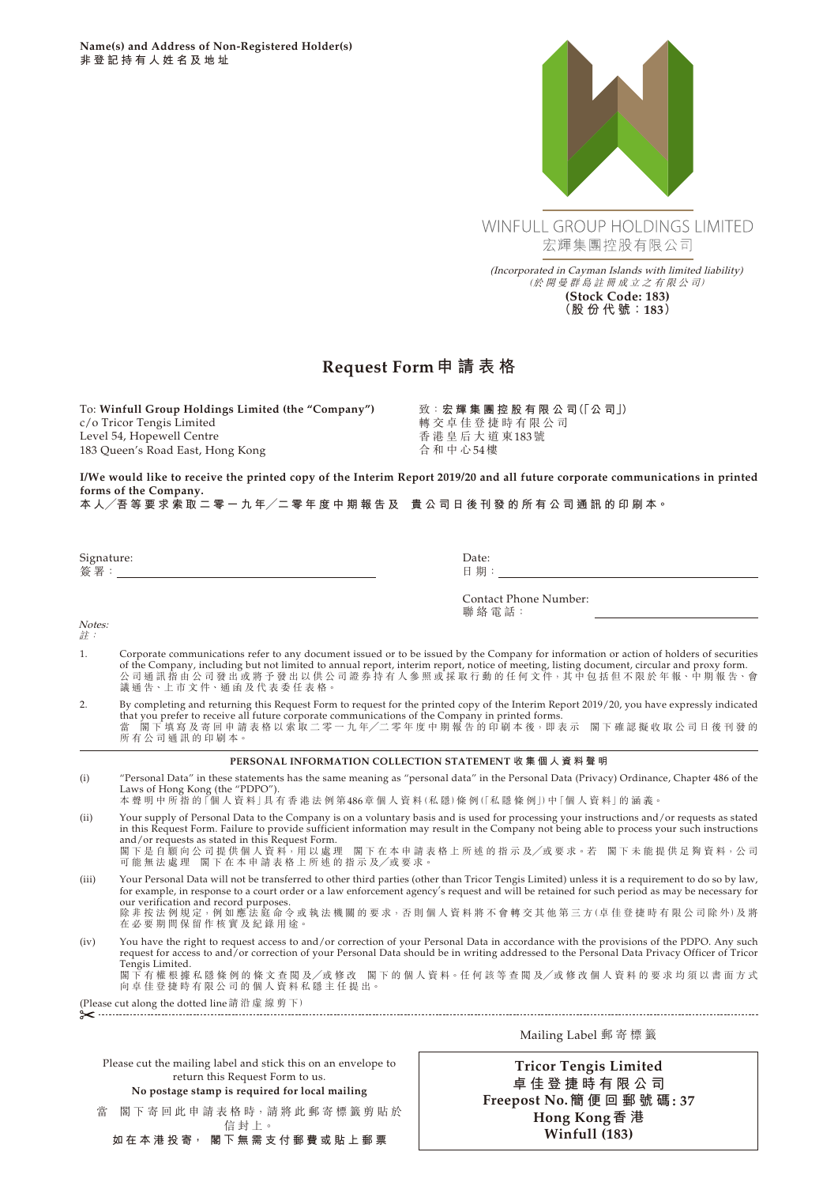**Name(s) and Address of Non-Registered Holder(s)**
**非登記持有人姓名及地址**

WINFULL GROUP HOLDINGS LIMITED
宏輝集團控股有限公司

*(Incorporated in Cayman Islands with limited liability)*
*（於開曼群島註冊成立之有限公司）*
**(Stock Code: 183)**
**（股份代號：183）**

# Request Form 申請表格

To: **Winfull Group Holdings Limited (the "Company")**
c/o Tricor Tengis Limited
Level 54, Hopewell Centre
183 Queen's Road East, Hong Kong

致：**宏輝集團控股有限公司（「公司」）**
轉交卓佳登捷時有限公司
香港皇后大道東183號
合和中心54樓

**I/We would like to receive the printed copy of the Interim Report 2019/20 and all future corporate communications in printed forms of the Company.**
**本人／吾等要求索取二零一九年／二零年度中期報告及 貴公司日後刊發的所有公司通訊的印刷本。**

Signature:
簽署：______________________

Date:
日期：______________________

Contact Phone Number:
聯絡電話：______________________

*Notes:*
*註：*

1. Corporate communications refer to any document issued or to be issued by the Company for information or action of holders of securities of the Company, including but not limited to annual report, interim report, notice of meeting, listing document, circular and proxy form.
公司通訊指由公司發出或將予發出以供公司證券持有人參照或採取行動的任何文件，其中包括但不限於年報、中期報告、會議通告、上市文件、通函及代表委任表格。

2. By completing and returning this Request Form to request for the printed copy of the Interim Report 2019/20, you have expressly indicated that you prefer to receive all future corporate communications of the Company in printed forms.
當 閣下填寫及寄回申請表格以索取二零一九年／二零年度中期報告的印刷本後，即表示 閣下確認擬收取公司日後刊發的所有公司通訊的印刷本。

## PERSONAL INFORMATION COLLECTION STATEMENT 收集個人資料聲明

(i) "Personal Data" in these statements has the same meaning as "personal data" in the Personal Data (Privacy) Ordinance, Chapter 486 of the Laws of Hong Kong (the "PDPO").
本聲明中所指的「個人資料」具有香港法例第486章個人資料（私隱）條例（「私隱條例」）中「個人資料」的涵義。

(ii) Your supply of Personal Data to the Company is on a voluntary basis and is used for processing your instructions and/or requests as stated in this Request Form. Failure to provide sufficient information may result in the Company not being able to process your such instructions and/or requests as stated in this Request Form.
閣下是自願向公司提供個人資料，用以處理 閣下在本申請表格上所述的指示及／或要求。若 閣下未能提供足夠資料，公司可能無法處理 閣下在本申請表格上所述的指示及／或要求。

(iii) Your Personal Data will not be transferred to other third parties (other than Tricor Tengis Limited) unless it is a requirement to do so by law, for example, in response to a court order or a law enforcement agency's request and will be retained for such period as may be necessary for our verification and record purposes.
除非按法例規定，例如應法庭命令或執法機關的要求，否則個人資料將不會轉交其他第三方（卓佳登捷時有限公司除外）及將在必要期間保留作核實及紀錄用途。

(iv) You have the right to request access to and/or correction of your Personal Data in accordance with the provisions of the PDPO. Any such request for access to and/or correction of your Personal Data should be in writing addressed to the Personal Data Privacy Officer of Tricor Tengis Limited.
閣下有權根據私隱條例的條文查閱及／或修改 閣下的個人資料。任何該等查閱及／或修改個人資料的要求均須以書面方式向卓佳登捷時有限公司的個人資料私隱主任提出。

(Please cut along the dotted line請沿虛線剪下)

Mailing Label 郵寄標籤

Please cut the mailing label and stick this on an envelope to return this Request Form to us.
**No postage stamp is required for local mailing**

當 閣下寄回此申請表格時，請將此郵寄標籤剪貼於信封上。
**如在本港投寄， 閣下無需支付郵費或貼上郵票**

**Tricor Tengis Limited**
**卓佳登捷時有限公司**
**Freepost No. 簡便回郵號碼: 37**
**Hong Kong 香港**
**Winfull (183)**